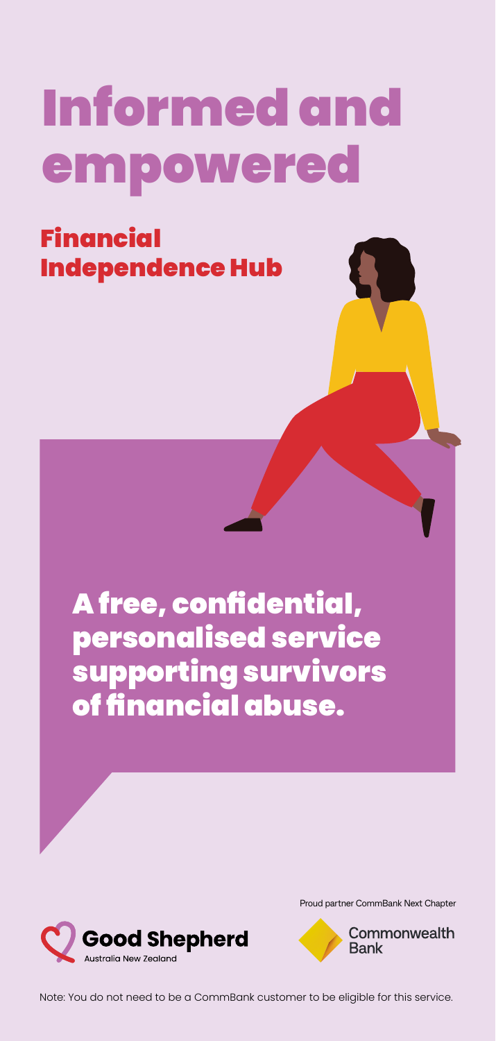# Informed and empowered

## Financial Independence Hub

**A free, confidential, personalised service supporting survivors of financial abuse.**

Good Shepherd Australia New Zealand

Proud partner CommBank Next Chapter

Commonwealth Bank

Note: You do not need to be a CommBank customer to be eligible for this service.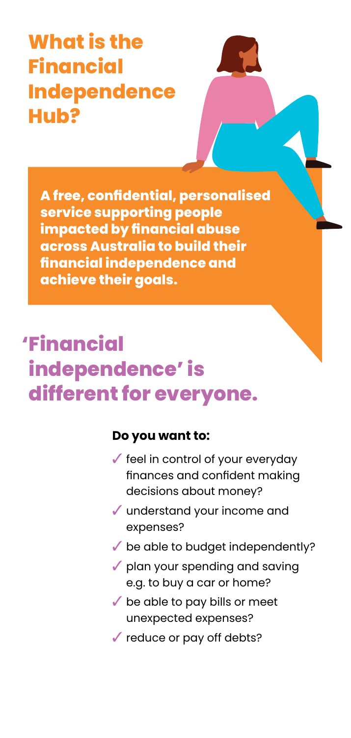# What is the Financial Independence Hub?

**A free, confidential, personalised service supporting people impacted by financial abuse across Australia to build their financial independence and achieve their goals.**

## 'Financial independence' is different for everyone.

**Do you want to:**

- ✓ feel in control of your everyday finances and confident making decisions about money?
- ✓ understand your income and expenses?
- ✓ be able to budget independently?
- ✓ plan your spending and saving e.g. to buy a car or home?
- ✓ be able to pay bills or meet unexpected expenses?
- ✓ reduce or pay off debts?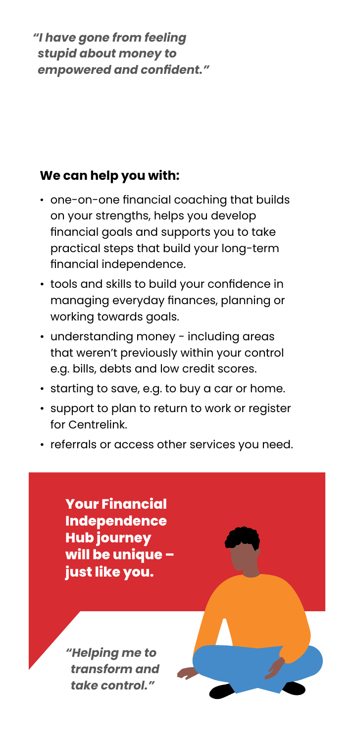*"I have gone from feeling stupid about money to empowered and confident."*

**We can help you with:**

- one-on-one financial coaching that builds on your strengths, helps you develop financial goals and supports you to take practical steps that build your long-term financial independence.
- tools and skills to build your confidence in managing everyday finances, planning or working towards goals.
- understanding money - including areas that weren't previously within your control e.g. bills, debts and low credit scores.
- starting to save, e.g. to buy a car or home.
- support to plan to return to work or register for Centrelink.
- referrals or access other services you need.

**Your Financial Independence Hub journey will be unique – just like you.**

*"Helping me to transform and take control."*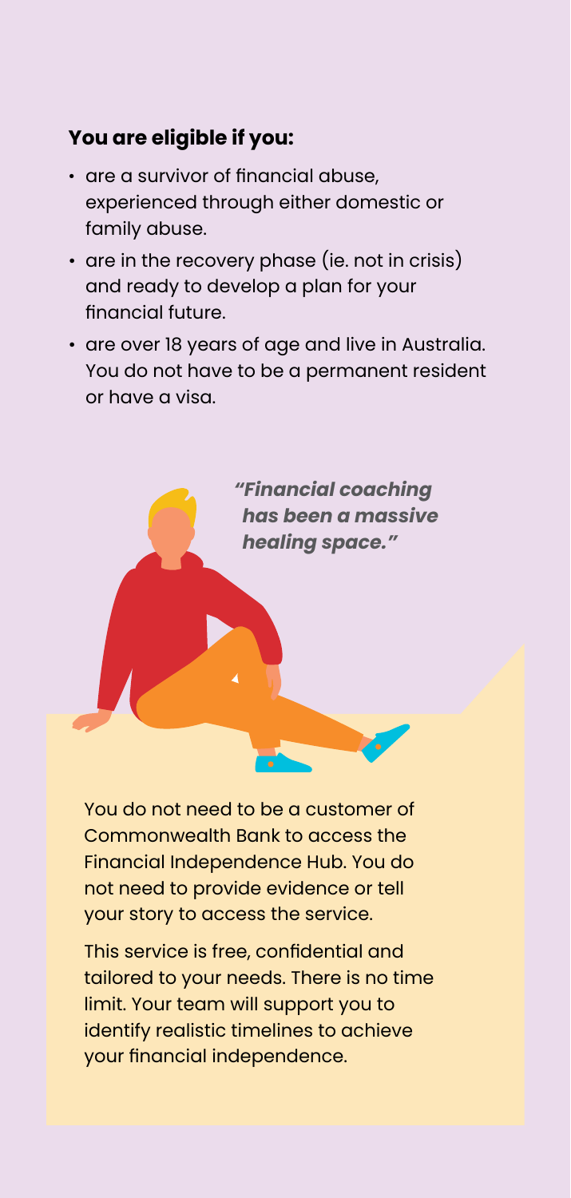**You are eligible if you:**

- are a survivor of financial abuse, experienced through either domestic or family abuse.
- are in the recovery phase (ie. not in crisis) and ready to develop a plan for your financial future.
- are over 18 years of age and live in Australia. You do not have to be a permanent resident or have a visa.

***"Financial coaching has been a massive healing space."***

You do not need to be a customer of Commonwealth Bank to access the Financial Independence Hub. You do not need to provide evidence or tell your story to access the service.

This service is free, confidential and tailored to your needs. There is no time limit. Your team will support you to identify realistic timelines to achieve your financial independence.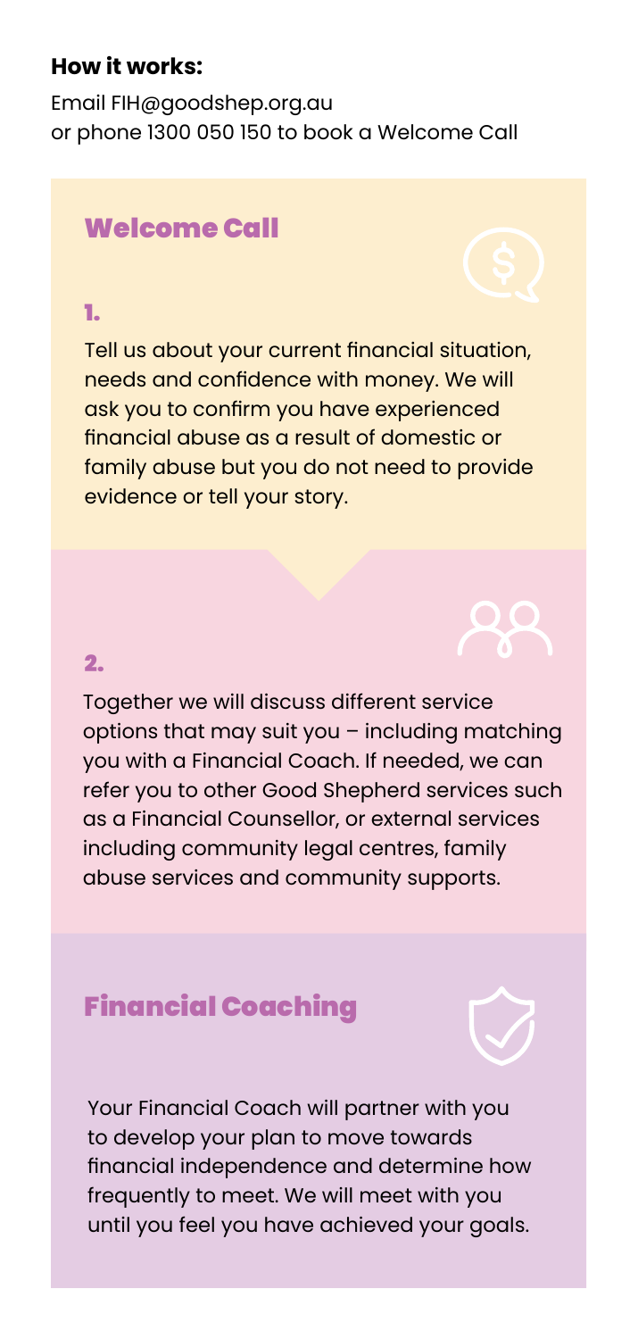**How it works:**

Email FIH@goodshep.org.au
or phone 1300 050 150 to book a Welcome Call

## Welcome Call

**1.**

Tell us about your current financial situation, needs and confidence with money. We will ask you to confirm you have experienced financial abuse as a result of domestic or family abuse but you do not need to provide evidence or tell your story.

**2.**

Together we will discuss different service options that may suit you – including matching you with a Financial Coach. If needed, we can refer you to other Good Shepherd services such as a Financial Counsellor, or external services including community legal centres, family abuse services and community supports.

## Financial Coaching

Your Financial Coach will partner with you to develop your plan to move towards financial independence and determine how frequently to meet. We will meet with you until you feel you have achieved your goals.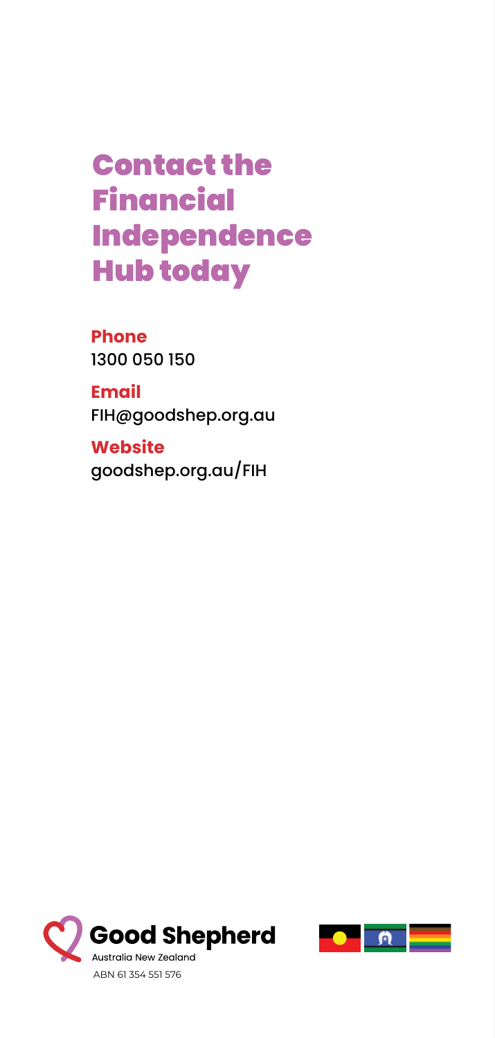# Contact the Financial Independence Hub today

**Phone**
1300 050 150

**Email**
FIH@goodshep.org.au

**Website**
goodshep.org.au/FIH

Good Shepherd
Australia New Zealand
ABN 61 354 551 576